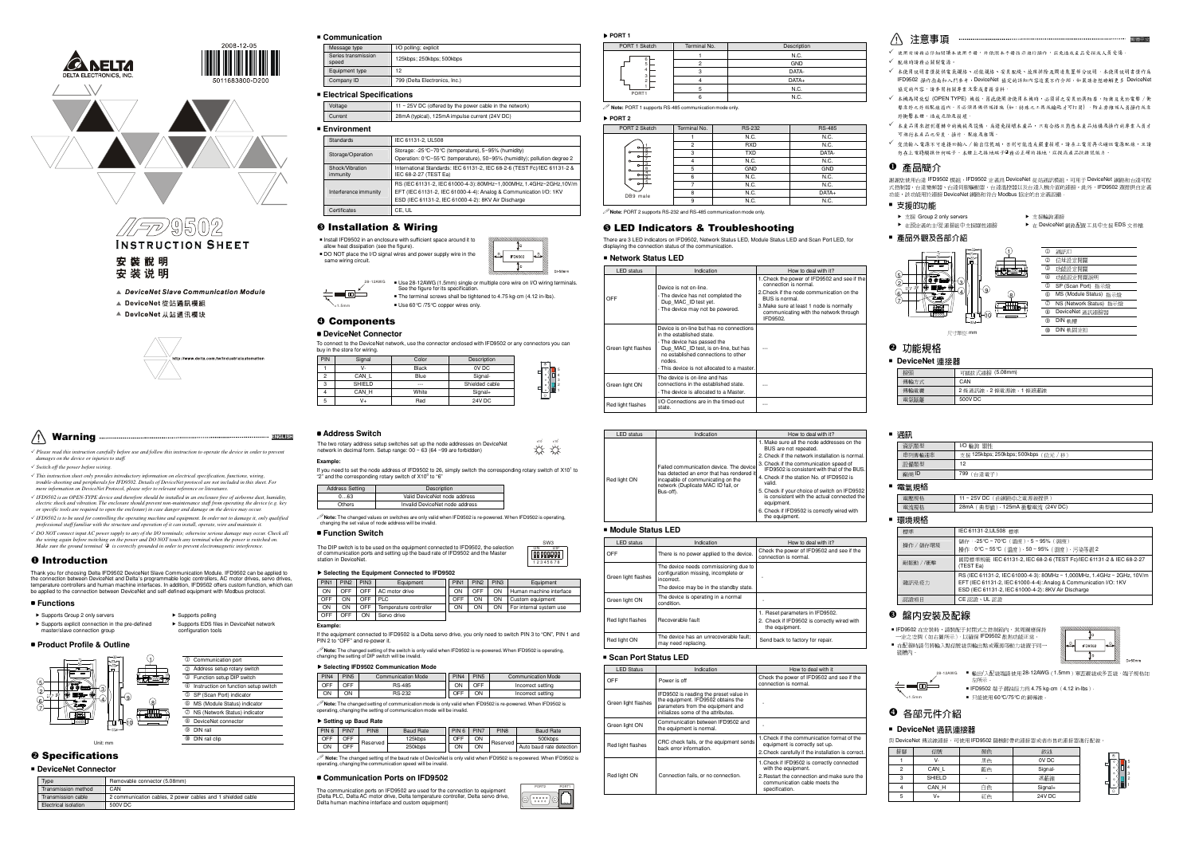2008-12-05

5011683800-D200

DELTA ELECTRONICS, INC.

# IFD9502 INSTRUCTION SHEET

安裝說明
安装说明

- *DeviceNet Slave Communication Module*
- DeviceNet 從站通訊模組
- DeviceNet 从站通讯模块

http://www.delta.com.tw/industrialautomation

## ⚠ Warning ENGLISH

- *Please read this instruction carefully before use and follow this instruction to operate the device in order to prevent damages on the device or injuries to staff.*
- *Switch off the power before wiring.*
- *This instruction sheet only provides introductory information on electrical specification, functions, wiring, trouble-shooting and peripherals for IFD9502. Details of DeviceNet protocol are not included in this sheet. For more information on DeviceNet Protocol, please refer to relevant reference or literatures.*
- *IFD9502 is an OPEN-TYPE device and therefore should be installed in an enclosure free of airborne dust, humidity, electric shock and vibration. The enclosure should prevent non-maintenance staff from operating the device (e.g. key or specific tools are required to open the enclosure) in case danger and damage on the device may occur.*
- *IFD9502 is to be used for controlling the operating machine and equipment. In order not to damage it, only qualified professional staff familiar with the structure and operation of it can install, operate, wire and maintain it.*
- *DO NOT connect input AC power supply to any of the I/O terminals; otherwise serious damage may occur. Check all the wiring again before switching on the power and DO NOT touch any terminal when the power is switched on. Make sure the ground terminal ⏚ is correctly grounded in order to prevent electromagnetic interference.*

## ❶ Introduction

Thank you for choosing Delta IFD9502 DeviceNet Slave Communication Module. IFD9502 can be applied to the connection between DeviceNet and Delta's programmable logic controllers, AC motor drives, servo drives, temperature controllers and human machine interfaces. In addition, IFD9502 offers custom function, which can be applied to the connection between DeviceNet and self-defined equipment with Modbus protocol.

### ■ Functions

- Supports Group 2 only servers
- Supports explicit connection in the pre-defined master/slave connection group
- Supports polling
- Supports EDS files in DeviceNet network configuration tools

### ■ Product Profile & Outline

Unit: mm

| | |
|---|---|
| ① | Communication port |
| ② | Address setup rotary switch |
| ③ | Function setup DIP switch |
| ④ | Instruction on function setup switch |
| ⑤ | SP (Scan Port) indicator |
| ⑥ | MS (Module Status) indicator |
| ⑦ | NS (Network Status) indicator |
| ⑧ | DeviceNet connector |
| ⑨ | DIN rail |
| ⑩ | DIN rail clip |

## ❷ Specifications

### ■ DeviceNet Connector

| | |
|---|---|
| Type | Removable connector (5.08mm) |
| Transmission method | CAN |
| Transmission cable | 2 communication cables, 2 power cables and 1 shielded cable |
| Electrical isolation | 500V DC |

### ■ Communication

| | |
|---|---|
| Message type | I/O polling; explicit |
| Series transmission speed | 125kbps; 250kbps; 500kbps |
| Equipment type | 12 |
| Company ID | 799 (Delta Electronics, Inc.) |

### ■ Electrical Specifications

| | |
|---|---|
| Voltage | 11 ~ 25V DC (offered by the power cable in the network) |
| Current | 28mA (typical), 125mA impulse current (24V DC) |

### ■ Environment

| | |
|---|---|
| Standards | IEC 61131-2, UL508 |
| Storage/Operation | Storage: -25°C~70°C (temperature), 5~95% (humidity)<br>Operation: 0°C~55°C (temperature), 50~95% (humidity); pollution degree 2 |
| Shock/Vibration immunity | International Standards: IEC 61131-2, IEC 68-2-6 (TEST Fc)/IEC 61131-2 & IEC 68-2-27 (TEST Ea) |
| Interference immunity | RS (IEC 61131-2, IEC 61000-4-3): 80MHz~1,000MHz, 1.4GHz~2GHz,10V/m<br>EFT (IEC 61131-2, IEC 61000-4-4): Analog & Communication I/O: 1KV<br>ESD (IEC 61131-2, IEC 61000-4-2): 8KV Air Discharge |
| Certificates | CE, UL |

## ❸ Installation & Wiring

- Install IFD9502 in an enclosure with sufficient space around it to allow heat dissipation (see the figure).
- DO NOT place the I/O signal wires and power supply wire in the same wiring circuit.

D>50mm

- Use 28-12AWG (1.5mm) single or multiple core wire on I/O wiring terminals. See the figure for its specification.
- The terminal screws shall be tightened to 4.75 kg-cm (4.12 in-lbs).
- Use 60°C /75°C copper wires only.

## ❹ Components

### ■ DeviceNet Connector

To connect to the DeviceNet network, use the connector enclosed with IFD9502 or any connectors you can buy in the store for wiring.

| PIN | Signal | Color | Description |
|---|---|---|---|
| 1 | V- | Black | 0V DC |
| 2 | CAN_L | Blue | Signal- |
| 3 | SHIELD | --- | Shielded cable |
| 4 | CAN_H | White | Signal+ |
| 5 | V+ | Red | 24V DC |

### ■ Address Switch

The two rotary address setup switches set up the node addresses on DeviceNet network in decimal form. Setup range: 00 ~ 63 (64 ~99 are forbidden)

**Example:**

If you need to set the node address of IFD9502 to 26, simply switch the corresponding rotary switch of $X10^1$ to "2" and the corresponding rotary switch of $X10^0$ to "6".

| Address Setting | Description |
|---|---|
| 0…63 | Valid DeviceNet node address |
| Others | Invalid DeviceNet node address |

**Note:** The changed values on switches are only valid when IFD9502 is re-powered. When IFD9502 is operating, changing the set value of node address will be invalid.

### ■ Function Switch

The DIP switch is to be used on the equipment connected to IFD9502, the selection of communication ports and setting up the baud rate of IFD9502 and the Master station in DeviceNet.

▶ **Selecting the Equipment Connected to IFD9502**

| PIN1 | PIN2 | PIN3 | Equipment | PIN1 | PIN2 | PIN3 | Equipment |
|---|---|---|---|---|---|---|---|
| ON | OFF | OFF | AC motor drive | ON | OFF | ON | Human machine interface |
| OFF | ON | OFF | PLC | OFF | ON | ON | Custom equipment |
| ON | ON | OFF | Temperature controller | ON | ON | ON | For internal system use |
| OFF | OFF | ON | Servo drive | | | | |

**Example:**

If the equipment connected to IFD9502 is a Delta servo drive, you only need to switch PIN 3 to "ON", PIN 1 and PIN 2 to "OFF" and re-power it.

**Note:** The changed setting of the switch is only valid when IFD9502 is re-powered. When IFD9502 is operating, changing the setting of DIP switch will be invalid.

▶ **Selecting IFD9502 Communication Mode**

| PIN4 | PIN5 | Communication Mode | PIN4 | PIN5 | Communication Mode |
|---|---|---|---|---|---|
| OFF | OFF | RS-485 | ON | OFF | Incorrect setting |
| ON | ON | RS-232 | OFF | ON | Incorrect setting |

**Note:** The changed setting of communication mode is only valid when IFD9502 is re-powered. When IFD9502 is operating, changing the setting of communication mode will be invalid.

▶ **Setting up Baud Rate**

| PIN 6 | PIN7 | PIN8 | Baud Rate | PIN 6 | PIN7 | PIN8 | Baud Rate |
|---|---|---|---|---|---|---|---|
| OFF | OFF | Reserved | 125kbps | OFF | ON | Reserved | 500kbps |
| ON | OFF | | 250kbps | ON | ON | | Auto baud rate detection |

**Note:** The changed setting of the baud rate of DeviceNet is only valid when IFD9502 is re-powered. When IFD9502 is operating, changing the setting of communication speed will be invalid.

### ■ Communication Ports on IFD9502

The communication ports on IFD9502 are used for the connection to equipment (Delta PLC, Delta AC motor drive, Delta temperature controller, Delta servo drive, Delta human machine interface and custom equipment)

▶ **PORT 1**

| PORT 1 Sketch | Terminal No. | Description |
|---|---|---|
| | 1 | N.C. |
| | 2 | GND |
| | 3 | DATA- |
| | 4 | DATA+ |
| | 5 | N.C. |
| | 6 | N.C. |

**Note:** PORT 1 supports RS-485 communication mode only.

▶ **PORT 2**

| PORT 2 Sketch | Terminal No. | RS-232 | RS-485 |
|---|---|---|---|
| | 1 | N.C. | N.C. |
| | 2 | RXD | N.C. |
| | 3 | TXD | DATA- |
| | 4 | N.C. | N.C. |
| | 5 | GND | GND |
| | 6 | N.C. | N.C. |
| | 7 | N.C. | N.C. |
| DB9 male | 8 | N.C. | DATA+ |
| | 9 | N.C. | N.C. |

**Note:** PORT 2 supports RS-232 and RS-485 communication mode only.

## ❺ LED Indicators & Troubleshooting

There are 3 LED indicators on IFD9502, Network Status LED, Module Status LED and Scan Port LED, for displaying the connection status of the communication.

### ■ Network Status LED

| LED status | Indication | How to deal with it? |
|---|---|---|
| OFF | Device is not on-line.<br>- The device has not completed the Dup_MAC_ID test yet.<br>- The device may not be powered. | 1.Check the power of IFD9502 and see if the connection is normal.<br>2.Check if the node communication on the BUS is normal.<br>3.Make sure at least 1 node is normally communicating with the network through IFD9502. |
| Green light flashes | Device is on-line but has no connections in the established state.<br>- The device has passed the Dup_MAC_ID test, is on-line, but has no established connections to other nodes.<br>- This device is not allocated to a master. | --- |
| Green light ON | The device is on-line and has connections in the established state.<br>- The device is allocated to a Master. | --- |
| Red light flashes | I/O Connections are in the timed-out state. | --- |
| Red light ON | Failed communication device. The device has detected an error that has rendered it incapable of communicating on the network (Duplicate MAC ID fail, or Bus-off). | 1. Make sure all the node addresses on the BUS are not repeated.<br>2. Check if the network installation is normal.<br>3. Check if the communication speed of IFD9502 is consistent with that of the BUS.<br>4. Check if the station No. of IFD9502 is valid.<br>5. Check if your choice of switch on IFD9502 is consistent with the actual connected the equipment.<br>6. Check if IFD9502 is correctly wired with the equipment. |

### ■ Module Status LED

| LED status | Indication | How to deal with it? |
|---|---|---|
| OFF | There is no power applied to the device. | Check the power of IFD9502 and see if the connection is normal. |
| Green light flashes | The device needs commissioning due to configuration missing, incomplete or incorrect.<br>The device may be in the standby state. | - |
| Green light ON | The device is operating in a normal condition. | - |
| Red light flashes | Recoverable fault | 1. Reset parameters in IFD9502.<br>2. Check if IFD9502 is correctly wired with the equipment. |
| Red light ON | The device has an unrecoverable fault; may need replacing. | Send back to factory for repair. |

### ■ Scan Port Status LED

| LED Status | Indication | How to deal with it |
|---|---|---|
| OFF | Power is off | Check the power of IFD9502 and see if the connection is normal. |
| Green light flashes | IFD9502 is reading the preset value in the equipment. IFD9502 obtains the parameters from the equipment and initializes some of the attributes. | - |
| Green light ON | Communication between IFD9502 and the equipment is normal. | - |
| Red light flashes | CRC check fails, or the equipment sends back error information. | 1.Check if the communication format of the equipment is correctly set up.<br>2. Check carefully if the installation is correct. |
| Red light ON | Connection fails, or no connection. | 1.Check if IFD9502 is correctly connected with the equipment.<br>2.Restart the connection and make sure the communication cable meets the specification. |

## ⚠ 注意事項 繁體中文

- 使用前請務必詳細閱讀本使用手冊，並依照本手冊指示進行操作，以免造成產品受損或人員受傷。
- 配線時請務必關閉電源。
- 本使用說明書僅提供電氣規格、功能規格、故障排除及周邊裝置部分說明，本使用說明書僅作為 IFD9502 操作指南和入門參考，DeviceNet 協定的詳細內容這裏不作介紹，如果讀者想瞭解更多 DeviceNet 協定的內容，請參閱相關專業文章或書籍資料。
- 本機為開放型（OPEN TYPE）機殼，因此使用者使用本機時，必須將之安裝於具防塵、防潮及免於電擊／衝擊意外之外殼配線箱內。另必須具備保護措施（如：特殊之工具或鑰匙才可打開），防止非維護人員操作或意外衝擊本體，造成危險及損壞。
- 本產品僅用來控制運轉中的機械及設備，為避免損壞本產品，只有合格且熟悉本產品結構及操作的專業人員才可進行本產品之安裝、操作、配線及維護。
- 交流輸入電源不可連接於輸入／輸出信號端，否則可能造成嚴重損壞，請在上電前再次確認電源配線，且請勿在上電時觸摸任何端子。本體上之接地端子⏚務必正確的接地，以提高產品抗雜訊能力。

## ❶ 產品簡介

謝謝您使用台達 IFD9502 模組。IFD9502 定義為 DeviceNet 從站通訊模組，可用于 DeviceNet 網路和台達可程式控制器、台達變頻器、台達伺服驅動器、台達溫控器以及台達人機介面的連接。此外，IFD9502 還提供自定義功能，該功能用於連接 DeviceNet 網路和符合 Modbus 協定的自定義設備。

### ■ 支援的功能

- 支援 Group 2 only servers
- 在預定義的主從連接組中支援顯性連接
- 支援輪詢連接
- 在 DeviceNet 網路配置工具中支援 EDS 文件檔

### ■ 產品外觀及各部介紹

尺寸單位：mm

| | |
|---|---|
| ① | 通訊口 |
| ② | 位址設定旋鈕 |
| ③ | 功能設定開關 |
| ④ | 功能設定開關說明 |
| ⑤ | SP (Scan Port) 指示燈 |
| ⑥ | MS (Module Status) 指示燈 |
| ⑦ | NS (Network Status) 指示燈 |
| ⑧ | DeviceNet 通訊連接器 |
| ⑨ | DIN 軌槽 |
| ⑩ | DIN 軌固定扣 |

## ❷ 功能規格

### ■ DeviceNet 連接器

| | |
|---|---|
| 接頭 | 可拆式式連接器（5.08mm） |
| 傳輸方式 | CAN |
| 傳輸電纜 | 2 條通訊線、2 條電源線、1 條遮蔽線 |
| 電氣隔離 | 500V DC |

### ■ 通訊

| | |
|---|---|
| 資訊類型 | I/O 輪詢；顯性 |
| 串列傳輸速率 | 支援 125kbps; 250kbps; 500kbps（位元／秒） |
| 設備類型 | 12 |
| 廠商 ID | 799（台達電子） |

### ■ 電氣規格

| | |
|---|---|
| 電壓規格 | 11 ~ 25V DC（由網路中之電源線提供） |
| 電流規格 | 28mA（典型值），125mA 衝擊電流（24V DC） |

### ■ 環境規格

| | |
|---|---|
| 標準 | IEC 61131-2,UL508 標準 |
| 操作／儲存環境 | 儲存：-25°C ~ 70°C（溫度），5 ~ 95%（濕度）<br>操作：0°C ~ 55°C（溫度），50 ~ 95%（濕度），污染等級 2 |
| 耐振動／衝擊 | 國際標準規範 IEC 61131-2, IEC 68-2-6 (TEST Fc)/IEC 61131-2 & IEC 68-2-27 (TEST Ea) |
| 雜訊免疫力 | RS (IEC 61131-2, IEC 61000-4-3): 80MHz ~ 1,000MHz, 1.4GHz ~ 2GHz, 10V/m<br>EFT (IEC 61131-2, IEC 61000-4-4): Analog & Communication I/O: 1KV<br>ESD (IEC 61131-2, IEC 61000-4-2): 8KV Air Discharge |
| 認證項目 | CE 認證、UL 認證 |

## ❸ 盤內安裝及配線

- IFD9502 在安裝時，請將配于封閉式之控制箱內，其周圍應保持一定之空間（如右圖所示），以確保 IFD9502 散熱功能正常。
- 在配線時請勿將輸入點信號線與輸出點或電源等動力線置於同一線槽內。

D>50mm

- 輸出入配線端請使用 28-12AWG（1.5mm）單蕊裸線或多蕊線，端子規格如左所示。
- IFD9502 端子鎖緊扭力為 4.75 kg-cm（4.12 in-lbs）。
- 只能使用 60°C/75°C 的銅導線。

## ❹ 各部元件介紹

### ■ DeviceNet 通訊連接器

與 DeviceNet 構造線連接，可使用 IFD9502 隨機附帶的連接器或者市售的連接器進行配線。

| 腳位 | 信號 | 顏色 | 敘述 |
|---|---|---|---|
| 1 | V- | 黑色 | 0V DC |
| 2 | CAN_L | 藍色 | Signal- |
| 3 | SHIELD | - | 遮蔽線 |
| 4 | CAN_H | 白色 | Signal+ |
| 5 | V+ | 紅色 | 24V DC |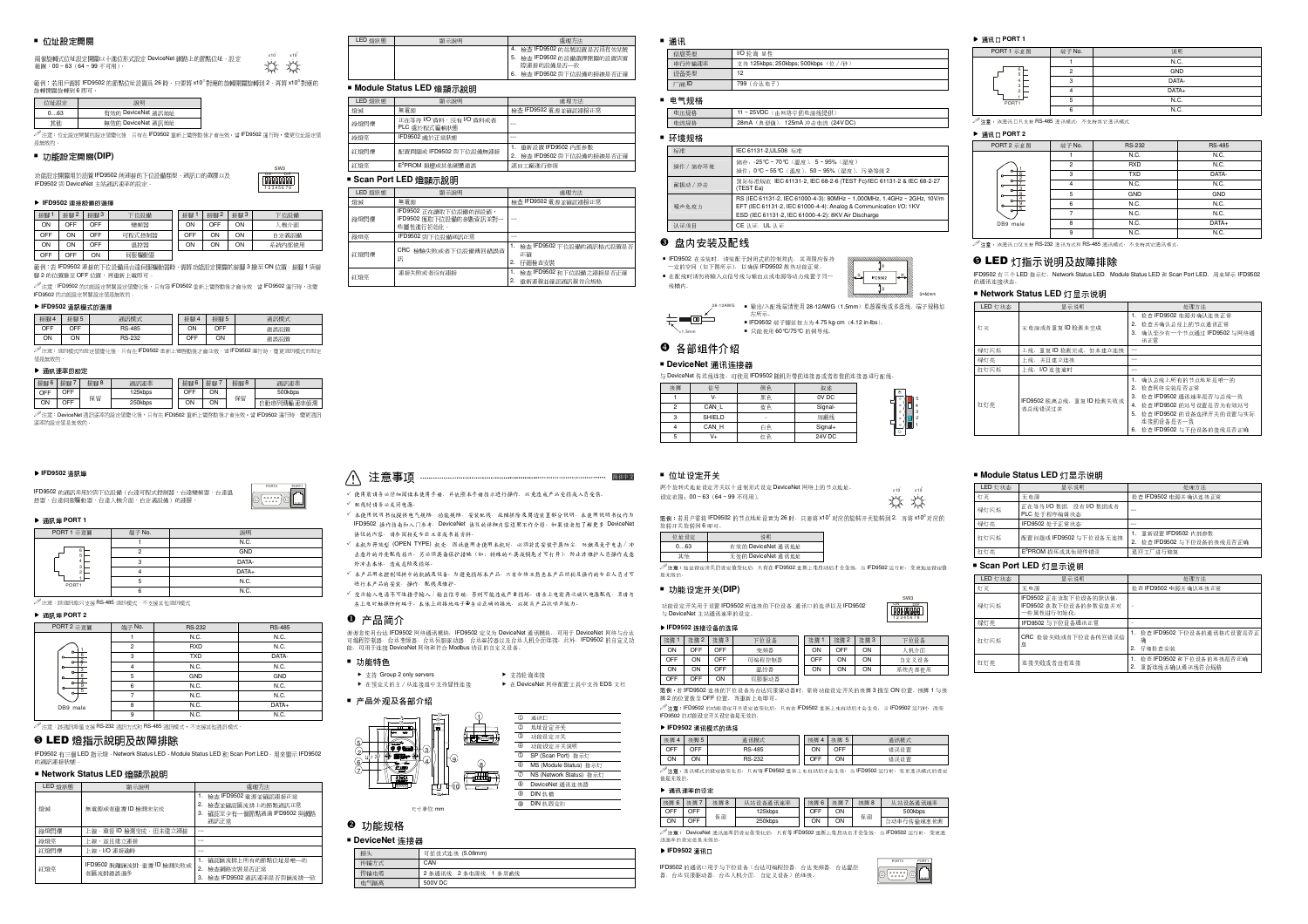■ 位址設定開關

用來旋轉式位址設定開關以十進位形式設定 DeviceNet 網路上的節點位址，設定範圍：00 – 63（64 – 99 不可用）。

x10 x10

範例：若用戶需將 IFD9502 的節點位址設置爲 26 時，只要將 $x10^1$ 對應的旋轉開關旋轉到 2，再將 $x10^0$ 對應的旋轉開關旋轉到 6 即可。

| 位址設定 | 說明 |
|---|---|
| 0...63 | 有效的 DeviceNet 通訊地址 |
| 其他 | 無效的 DeviceNet 通訊地址 |

注意：位址設定開關的設定變更僅在 IFD9502 重新上電的時候才會生效，當 IFD9502 運行時，變更位址設定是無效的。

■ 功能設定開關(DIP)

功能設定開關是用於設置 IFD9502 所連接的下位設備類型、通訊口的協議以及 IFD9502 與 DeviceNet 主站通訊速率的設定。

SW3
12345678

▶ IFD9502 連接設備的選擇

| 接腳 1 | 接腳 2 | 接腳 3 | 下位設備 | 接腳 1 | 接腳 2 | 接腳 3 | 下位設備 |
|---|---|---|---|---|---|---|---|
| ON | OFF | OFF | 變頻器 | ON | OFF | ON | 人機介面 |
| OFF | ON | OFF | 可程式控制器 | OFF | ON | ON | 自定義設備 |
| ON | ON | OFF | 溫控器 | ON | ON | ON | 系統內部使用 |
| OFF | OFF | ON | 伺服驅動器 | | | | |

範例：若 IFD9502 連接的下位設備爲伺服驅動器，則將功能設定開關的接腳 3 撥至 ON 位置，接腳 1 與接腳 2 的位置撥至 OFF 位置，再重新上電即可。

注意：IFD9502 的功能設定開關設定變更後，只有在 IFD9502 重新上電時設定才會生效，當 IFD9502 運行時，改變 IFD9502 的功能設定開關設定是無效的。

▶ IFD9502 通訊模式的選擇

| 接腳 4 | 接腳 5 | 通訊模式 | 接腳 4 | 接腳 5 | 通訊模式 |
|---|---|---|---|---|---|
| OFF | OFF | RS-485 | ON | OFF | 錯誤設置 |
| ON | ON | RS-232 | OFF | ON | 錯誤設置 |

注意：通訊模式的開關設定變更後，只有在 IFD9502 重新上電時設定才會生效，當 IFD9502 運行時，變更通訊模式設定是無效的。

▶ 通訊速率的設定

| 接腳 6 | 接腳 7 | 接腳 8 | 通訊速率 | 接腳 6 | 接腳 7 | 接腳 8 | 通訊速率 |
|---|---|---|---|---|---|---|---|
| OFF | OFF | 保留 | 125kbps | OFF | ON | 保留 | 500kbps |
| ON | OFF | | 250kbps | ON | ON | | 自動偵測主站通訊速率 |

注意：DeviceNet 通訊速率的設定變更後，只有在 IFD9502 重新上電時設定才會生效，當 IFD9502 運行時，變更通訊速率的設定是無效的。

▶ IFD9502 通訊埠

IFD9502 的通訊埠用於與下位設備（台達可程式控制器、台達變頻器、台達溫控器、台達人機介面、台達伺服驅動器）的連接。

PORT2 PORT1

▶ 通訊埠 PORT 1

| PORT 1 示意圖 | 端子 No. | 說明 |
|---|---|---|
| PORT1 | 1 | N.C. |
| | 2 | GND |
| | 3 | DATA- |
| | 4 | DATA+ |
| | 5 | N.C. |
| | 6 | N.C. |

注意：該通訊埠只支援 RS-485 通訊模式，不支援其他通訊模式。

▶ 通訊埠 PORT 2

| PORT 2 示意圖 | 端子 No. | RS-232 | RS-485 |
|---|---|---|---|
| DB9 male | 1 | N.C. | N.C. |
| | 2 | RXD | N.C. |
| | 3 | TXD | DATA- |
| | 4 | N.C. | N.C. |
| | 5 | GND | GND |
| | 6 | N.C. | N.C. |
| | 7 | N.C. | N.C. |
| | 8 | N.C. | DATA+ |
| | 9 | N.C. | N.C. |

注意：該通訊埠僅支援 RS-232 通訊模式和 RS-485 通訊模式，不支援其他通訊模式。

## ❺ LED 燈指示說明及故障排除

IFD9502 有三個 LED 指示燈：Network Status LED、Module Status LED 和 Scan Port LED，用來顯示 IFD9502 的通訊連接狀態。

■ Network Status LED 燈顯示說明

| LED 燈狀態 | 顯示說明 | 處理方法 |
|---|---|---|
| 燈滅 | 無電源或者重複 ID 檢測未完成 | 1. 檢查 IFD9502 電源是否確認連接正常 2. 檢查確認匯流排上的節點通訊正常 3. 確認至少有一個節點通過 IFD9502 與網路通訊正常 |
| 綠燈閃爍 | 上線，重複 ID 檢測完成，但未建立連接 | --- |
| 綠燈亮 | 上線，並且建立連接 | --- |
| 紅燈閃爍 | 上線，I/O 連接逾時 | --- |
| 紅燈亮 | IFD9502 脫離匯流排，重複 ID 檢測失敗或者匯流排錯誤 | 1. 確認匯流排上所有的節點位址是唯一的 2. 檢查網路安裝是否正確 3. 檢查 IFD9502 通訊速率是否與匯流排一致 4. 檢查 IFD9502 的站點位址設置是否具有效範圍 5. 檢查 IFD9502 的匯流排通訊速率與主站的通訊速率是否一致 6. 檢查 IFD9502 的匯流排電源是否正確 |

■ Module Status LED 燈顯示說明

| LED 燈狀態 | 顯示說明 | 處理方法 |
|---|---|---|
| 燈滅 | 無電源 | 檢查 IFD9502 電源是否確認連接正常 |
| 綠燈閃爍 | 正在等待 I/O 資料，沒有 I/O 資料或者 PLC 處於程式編輯狀態 | --- |
| 綠燈亮 | IFD9502 處於正常狀態 | --- |
| 紅燈閃爍 | 配置與描述 IFD9502 與下位設備無關連 | 1. 重新設置 IFD9502 內部參數 2. 檢查 IFD9502 與下位設備的連接是否正確 |
| 紅燈亮 | $E^2$PROM 損壞或其他硬件錯誤 | 退回工廠進行維修 |

■ Scan Port LED 燈顯示說明

| LED 燈狀態 | 顯示說明 | 處理方法 |
|---|---|---|
| 燈滅 | 無電源 | 檢查 IFD9502 電源是否確認連接正常 |
| 綠燈閃爍 | IFD9502 正在讀取下位設備的識別碼，IFD9502 獲取下位設備的參數資訊並對一些其他進行初始化 | --- |
| 綠燈亮 | IFD9502 與下位設備通訊正常 | --- |
| 紅燈閃爍 | CRC 檢驗失敗或者下位設備返回錯誤資訊 | 1. 檢查 IFD9502 下位設備的通訊格式設置是否正確 2. 仔細檢查安裝 |
| 紅燈亮 | 連接失敗或者沒有連接 | 1. 檢查 IFD9502 和下位設備之間連接是否正確 2. 重新連接並確認通訊線的規格 |

## ⚠ 注意事项 简体中文

✓ 使用前请务必详细阅读本使用手册，并依照本手册指示进行操作，以免造成产品受损或人员受伤。

✓ 配线时请务必关闭电源。

✓ 本使用说明书仅提供电气规格、功能规格、安装配线、故障排除及周边装置部分说明，本使用说明书仅作为 IFD9502 操作指南和入门参考，DeviceNet 协议的详细内容这里不作介绍，如果读者想了解更多 DeviceNet 协议的内容，请参阅相关专业文章或书籍资料。

✓ 本机为开放型（OPEN TYPE）机壳，因此使用者使用本机时，必须将之安装于具防尘、防潮及免于电击/冲击意外的外壳配线箱内。另必须具备保护措施（如：特殊的工具或钥匙才可打开），防止非维护人员操作或意外冲击本体，造成危险及损坏。

✓ 本产品所连接的外部设备与电气设备，为避免损坏本产品，只有合格专业人员才可以进行本产品的安装、操作、配线及维护。

✓ 交流输入电源不可连接于输入/输出信号端，否则可能造成严重损坏。请务必在上电前再次确认电源配线。本体上的接地端子 ⊕ 务必正确的接地，以提高产品抗噪声能力。

## ❶ 产品简介

谢谢您使用台达 IFD9502 网络通讯模块。IFD9502 定义为 DeviceNet 通讯模块，可用于 DeviceNet 网络与台达可编程控制器、台达变频器、台达伺服驱动器、台达温控器以及台达人机介面连接。此外，IFD9502 的自定义功能，可用于 DeviceNet 网络和符合 Modbus 协议的自定义设备。

■ 功能特色

▶ 支持 Group 2 only servers

▶ 支持轮询连接

▶ 在预定义的主 / 从连接组中支持显性连接

▶ 在 DeviceNet 网络配置工具中支持 EDS 文档

■ 产品外观及各部介绍

① 通讯口
② 地址设定开关
③ 功能设定开关
④ 功能设定开关说明
⑤ SP (Scan Port) 指示灯
⑥ MS (Module Status) 指示灯
⑦ NS (Network Status) 指示灯
⑧ DeviceNet 通讯连接器
⑨ DIN 轨槽
⑩ DIN 轨固定扣

尺寸单位: mm

## ❷ 功能规格

■ DeviceNet 连接器

| | |
|---|---|
| 接头 | 可拔式连接座 (5.08mm) |
| 传输方式 | CAN |
| 传输电缆 | 2 条通讯线、2 条电源线、1 条屏蔽线 |
| 电气隔离 | 500V DC |

■ 通讯

| | |
|---|---|
| 信息类型 | I/O 轮询 显性 |
| 串行传输速率 | 支持 125kbps; 250kbps; 500kbps（位 / 秒） |
| 设备类型 | 12 |
| 厂商 ID | 799（台达电子） |

■ 电气规格

| | |
|---|---|
| 电源规格 | 11 – 25VDC（由网络导引电源线提供） |
| 电流规格 | 28mA（典型值），125mA 冲击电流（24 VDC） |

■ 环境规格

| | |
|---|---|
| 标准 | IEC 61131-2,UL508 标准 |
| 操作 / 储存环境 | 储存：-25°C ~ 70°C（温度），5 ~ 95%（湿度） 操作：0°C ~ 55°C（温度），50 ~ 95%（湿度），污染等级 2 |
| 耐振动 / 冲击 | 国际标准规范 IEC 61131-2, IEC 68-2-6 (TEST Fc)/IEC 61131-2 & IEC 68-2-27 (TEST Ea) |
| 噪声免疫力 | RS (IEC 61131-2, IEC 61000-4-3): 80MHz ~ 1,000MHz, 1.4GHz ~ 2GHz, 10V/m EFT (IEC 61131-2, IEC 61000-4-4): Analog & Communication I/O: 1KV ESD (IEC 61131-2, IEC 61000-4-2): 8KV Air Discharge |
| 认证项目 | CE 认证，UL 认证 |

## ❸ 盘内安装与配线

• IFD9502 在安装时，请装配于封闭式的控制箱内，其周围应保持一定的空间（如下图所示），以确保 IFD9502 散热功能正常。

• 在配线时请勿将输入点信号线与输出点或电源等动力线置于同一线槽内。

• 输出/入配线端请使用 28-12AWG（1.5mm）单蕊裸线或多蕊线，端子规格如左所示。

• IFD9502 端子螺丝扭力为 4.75 kg-cm（4.12 in-lbs）。

• 只能使用 60/75°C 的铜导线。

## ❹ 各部组件介绍

■ DeviceNet 通讯连接器

与 DeviceNet 传送线连接，可使用 IFD9502 随机附带的连接器或者使用直线的连接器进行配线。

| 接脚 | 信号 | 颜色 | 叙述 |
|---|---|---|---|
| 1 | V- | 黑色 | 0V DC |
| 2 | CAN_L | 蓝色 | Signal- |
| 3 | SHIELD | - | 屏蔽线 |
| 4 | CAN_H | 白色 | Signal+ |
| 5 | V+ | 红色 | 24V DC |

▶ 通讯口 PORT 1

| PORT 1 示意图 | 端子 No. | 说明 |
|---|---|---|
| PORT1 | 1 | N.C. |
| | 2 | GND |
| | 3 | DATA- |
| | 4 | DATA+ |
| | 5 | N.C. |
| | 6 | N.C. |

注意：该通讯口只支持 RS-485 通讯模式，不支持其它通讯模式。

▶ 通讯口 PORT 2

| PORT 2 示意图 | 端子 No. | RS-232 | RS-485 |
|---|---|---|---|
| DB9 male | 1 | N.C. | N.C. |
| | 2 | RXD | N.C. |
| | 3 | TXD | DATA- |
| | 4 | N.C. | N.C. |
| | 5 | GND | GND |
| | 6 | N.C. | N.C. |
| | 7 | N.C. | N.C. |
| | 8 | N.C. | DATA+ |
| | 9 | N.C. | N.C. |

注意：该通讯口仅支持 RS-232 通讯方式和 RS-485 通讯模式，不支持其它通讯模式。

## ❺ LED 灯指示说明及故障排除

IFD9502 有三个 LED 指示灯：Network Status LED、Module Status LED 和 Scan Port LED，用来显示 IFD9502 的通讯连接状态。

■ Network Status LED 灯显示说明

| LED 灯状态 | 显示说明 | 处理方法 |
|---|---|---|
| 灯灭 | 无电源或者重复 ID 检测未完成 | 1. 检查 IFD9502 电源是否确认连接正常 2. 检查至确认总线上的节点通讯正常 3. 确认至少有一个节点通过 IFD9502 与网络通讯正常 |
| 绿灯闪烁 | 上线，重复 ID 检测完成，但未建立连接 | --- |
| 绿灯亮 | 上线，并且建立连接 | --- |
| 红灯闪烁 | 上线，I/O 连接逾时 | --- |
| 红灯亮 | IFD9502 脱离总线，重复 ID 检测失败或者总线错误 | 1. 确认总线上所有的节点地址是唯一的 2. 检查网络安装是否正确 3. 检查 IFD9502 通讯速率是否与总线一致 4. 检查 IFD9502 的站号设置是否为有效站号 5. 检查 IFD9502 的总线选择开关的设置与实际连接的设备是否一致 6. 检查 IFD9502 与下位设备的连接是否正确 |

■ 位址设定开关

两个旋转式地址设定开关以十进制形式设定 DeviceNet 网络上的节点地址，设定范围：00 – 63（64 – 99 不可用）。

x10 x10

范例：若用户需将 IFD9502 的节点地址设置为 26 时，只要将 $x10^1$ 对应的旋转开关旋转到 2，再将 $x10^0$ 对应的旋转开关旋转到 6 即可。

| 地址设定 | 说明 |
|---|---|
| 0...63 | 有效的 DeviceNet 通讯地址 |
| 其他 | 无效的 DeviceNet 通讯地址 |

注意：地址设定开关的设定变更仅在 IFD9502 重新上电的时候才会生效，当 IFD9502 运行时，变更地址设定是无效的。

■ 功能设定开关(DIP)

功能设定开关是用于设置 IFD9502 所连接的下位设备类型、通讯口的协议以及 IFD9502 与 DeviceNet 主站通讯速率的设定。

SW3
12345678

▶ IFD9502 连接设备的选择

| 接脚 1 | 接脚 2 | 接脚 3 | 下位设备 | 接脚 1 | 接脚 2 | 接脚 3 | 下位设备 |
|---|---|---|---|---|---|---|---|
| ON | OFF | OFF | 变频器 | ON | OFF | ON | 人机介面 |
| OFF | ON | OFF | 可编程控制器 | OFF | ON | ON | 自定义设备 |
| ON | ON | OFF | 温控器 | ON | ON | ON | 系统内部使用 |
| OFF | OFF | ON | 伺服驱动器 | | | | |

范例：若 IFD9502 连接的下位设备为台达伺服驱动器，则将功能设定开关的接脚 3 拨至 ON 位置，接脚 1 与接脚 2 的位置拨至 OFF 位置，再重新上电即可。

注意：IFD9502 的功能设定开关设定变更后，只有在 IFD9502 重新上电时设定才会生效，当 IFD9502 运行时，改变 IFD9502 的功能设定开关设定是无效的。

▶ IFD9502 通讯模式的选择

| 接脚 4 | 接脚 5 | 通讯模式 | 接脚 4 | 接脚 5 | 通讯模式 |
|---|---|---|---|---|---|
| OFF | OFF | RS-485 | ON | OFF | 错误设置 |
| ON | ON | RS-232 | OFF | ON | 错误设置 |

注意：通讯模式的开关设定变更后，只有在 IFD9502 重新上电时设定才会生效，当 IFD9502 运行时，变更通讯模式的设定是无效的。

▶ 通讯速率的设定

| 接脚 6 | 接脚 7 | 接脚 8 | 从站通讯速率 | 接脚 6 | 接脚 7 | 接脚 8 | 从站通讯速率 |
|---|---|---|---|---|---|---|---|
| OFF | OFF | 保留 | 125kbps | OFF | ON | 保留 | 500kbps |
| ON | OFF | | 250kbps | ON | ON | | 自动侦测主站通讯速率 |

注意：DeviceNet 通讯速率的设定变更后，只有在 IFD9502 重新上电时设定才会生效，当 IFD9502 运行时，变更通讯速率的设定是无效的。

▶ IFD9502 通讯口

IFD9502 的通讯口用于与下位设备（台达可编程控制器、台达变频器、台达温控器、台达伺服驱动器、台达人机介面、自定义设备）的连接。

PORT2 PORT1

■ Module Status LED 灯显示说明

| LED 灯状态 | 显示说明 | 处理方法 |
|---|---|---|
| 灯灭 | 无电源 | 检查 IFD9502 电源是否确认连接正常 |
| 绿灯闪烁 | 正在等待 I/O 数据，没有 I/O 数据或者 PLC 处于程序编辑状态 | --- |
| 绿灯亮 | IFD9502 处于正常状态 | --- |
| 红灯闪烁 | 配置与描述 IFD9502 与下位设备无关连 | 1. 重新设置 IFD9502 内部参数 2. 检查 IFD9502 与下位设备的连接是否正确 |
| 红灯亮 | $E^2$PROM 损坏或其他硬件错误 | 退回工厂进行维修 |

■ Scan Port LED 灯显示说明

| LED 灯状态 | 显示说明 | 处理方法 |
|---|---|---|
| 灯灭 | 无电源 | 检查 IFD9502 电源是否确认连接正常 |
| 绿灯闪烁 | IFD9502 正在读取下位设备的识别码，IFD9502 获取下位设备的参数信息并对一些其他进行初始化 | --- |
| 绿灯亮 | IFD9502 与下位设备通讯正常 | --- |
| 红灯闪烁 | CRC 检验失败或者下位设备返回错误信息 | 1. 检查 IFD9502 下位设备的通讯格式设置是否正确 2. 仔细检查安装 |
| 红灯亮 | 连接失败或者没有连接 | 1. 检查 IFD9502 和下位设备之间连接是否正确 2. 重新连接并确认通讯线的规格 |